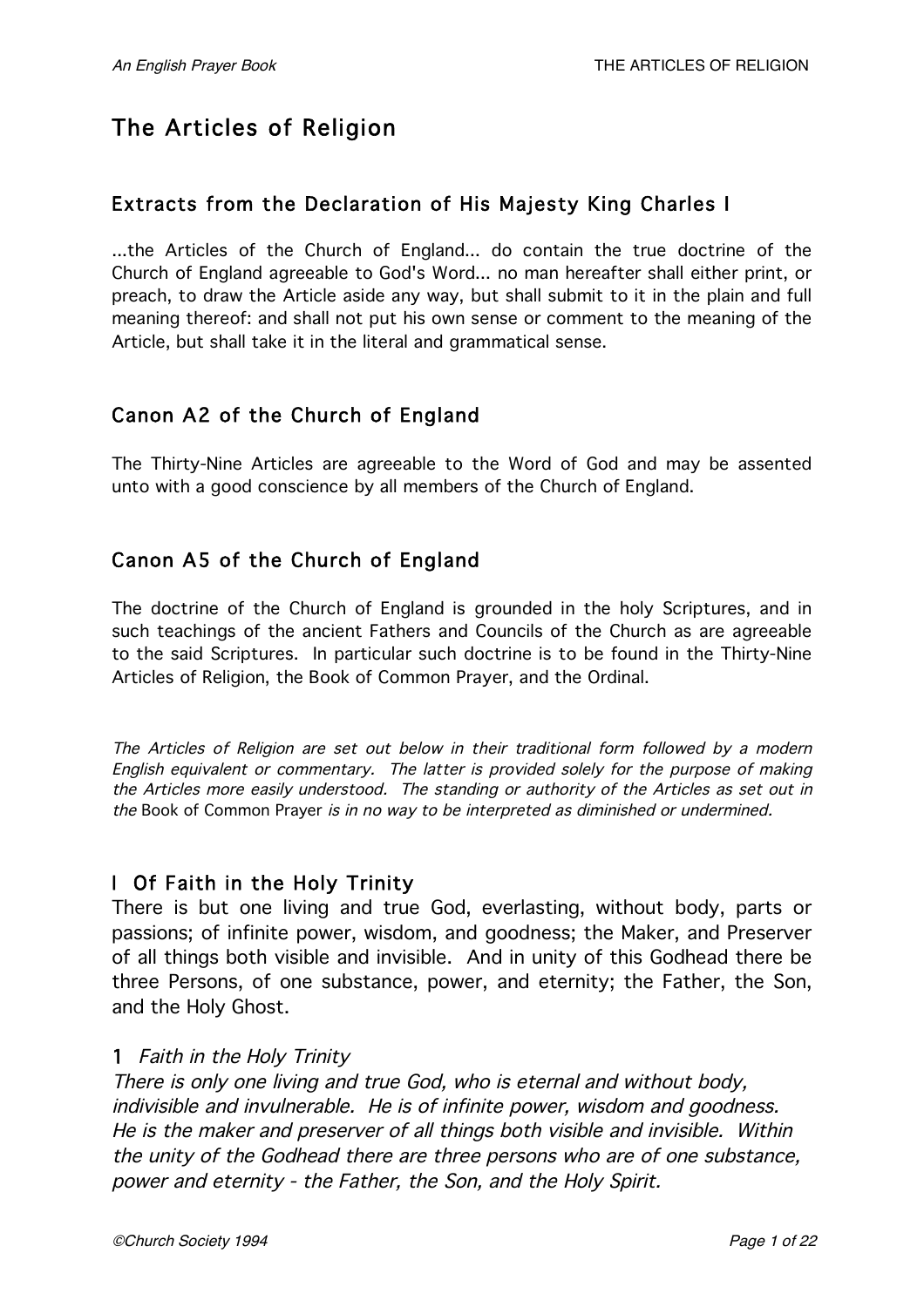# The Articles of Religion

## Extracts from the Declaration of His Majesty King Charles I

...the Articles of the Church of England... do contain the true doctrine of the Church of England agreeable to God's Word... no man hereafter shall either print, or preach, to draw the Article aside any way, but shall submit to it in the plain and full meaning thereof: and shall not put his own sense or comment to the meaning of the Article, but shall take it in the literal and grammatical sense.

## Canon A2 of the Church of England

The Thirty-Nine Articles are agreeable to the Word of God and may be assented unto with a good conscience by all members of the Church of England.

## Canon A5 of the Church of England

The doctrine of the Church of England is grounded in the holy Scriptures, and in such teachings of the ancient Fathers and Councils of the Church as are agreeable to the said Scriptures. In particular such doctrine is to be found in the Thirty-Nine Articles of Religion, the Book of Common Prayer, and the Ordinal.

*The Articles of Religion are set out below in their traditional form followed by a modern English equivalent or commentary. The latter is provided solely for the purpose of making the Articles more easily understood. The standing or authority of the Articles as set out in the* Book of Common Prayer *is in no way to be interpreted as diminished or undermined.*

## I Of Faith in the Holy Trinity

There is but one living and true God, everlasting, without body, parts or passions; of infinite power, wisdom, and goodness; the Maker, and Preserver of all things both visible and invisible. And in unity of this Godhead there be three Persons, of one substance, power, and eternity; the Father, the Son, and the Holy Ghost.

1 *Faith in the Holy Trinity*

*There is only one living and true God, who is eternal and without body, indivisible and invulnerable. He is of infinite power, wisdom and goodness. He is the maker and preserver of all things both visible and invisible. Within the unity of the Godhead there are three persons who are of one substance, power and eternity - the Father, the Son, and the Holy Spirit.*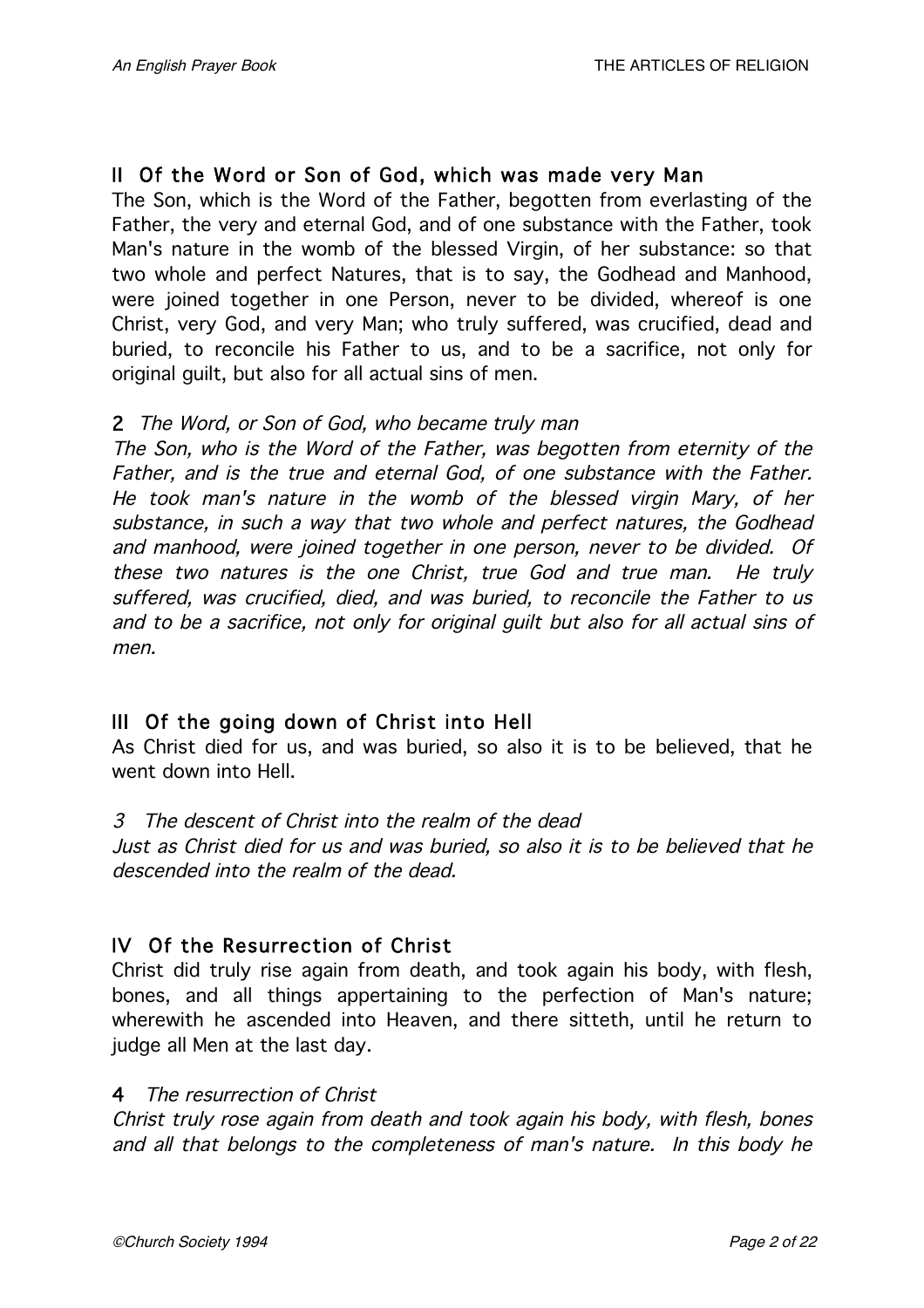## II Of the Word or Son of God, which was made very Man

The Son, which is the Word of the Father, begotten from everlasting of the Father, the very and eternal God, and of one substance with the Father, took Man's nature in the womb of the blessed Virgin, of her substance: so that two whole and perfect Natures, that is to say, the Godhead and Manhood, were joined together in one Person, never to be divided, whereof is one Christ, very God, and very Man; who truly suffered, was crucified, dead and buried, to reconcile his Father to us, and to be a sacrifice, not only for original guilt, but also for all actual sins of men.

### 2 *The Word, or Son of God, who became truly man*

*The Son, who is the Word of the Father, was begotten from eternity of the Father, and is the true and eternal God, of one substance with the Father. He took man's nature in the womb of the blessed virgin Mary, of her substance, in such a way that two whole and perfect natures, the Godhead and manhood, were joined together in one person, never to be divided. Of these two natures is the one Christ, true God and true man. He truly suffered, was crucified, died, and was buried, to reconcile the Father to us and to be a sacrifice, not only for original guilt but also for all actual sins of men.*

## III Of the going down of Christ into Hell

As Christ died for us, and was buried, so also it is to be believed, that he went down into Hell.

### 3 *The descent of Christ into the realm of the dead*

*Just as Christ died for us and was buried, so also it is to be believed that he descended into the realm of the dead.*

## IV Of the Resurrection of Christ

Christ did truly rise again from death, and took again his body, with flesh, bones, and all things appertaining to the perfection of Man's nature; wherewith he ascended into Heaven, and there sitteth, until he return to judge all Men at the last day.

### 4 *The resurrection of Christ*

*Christ truly rose again from death and took again his body, with flesh, bones and all that belongs to the completeness of man's nature. In this body he*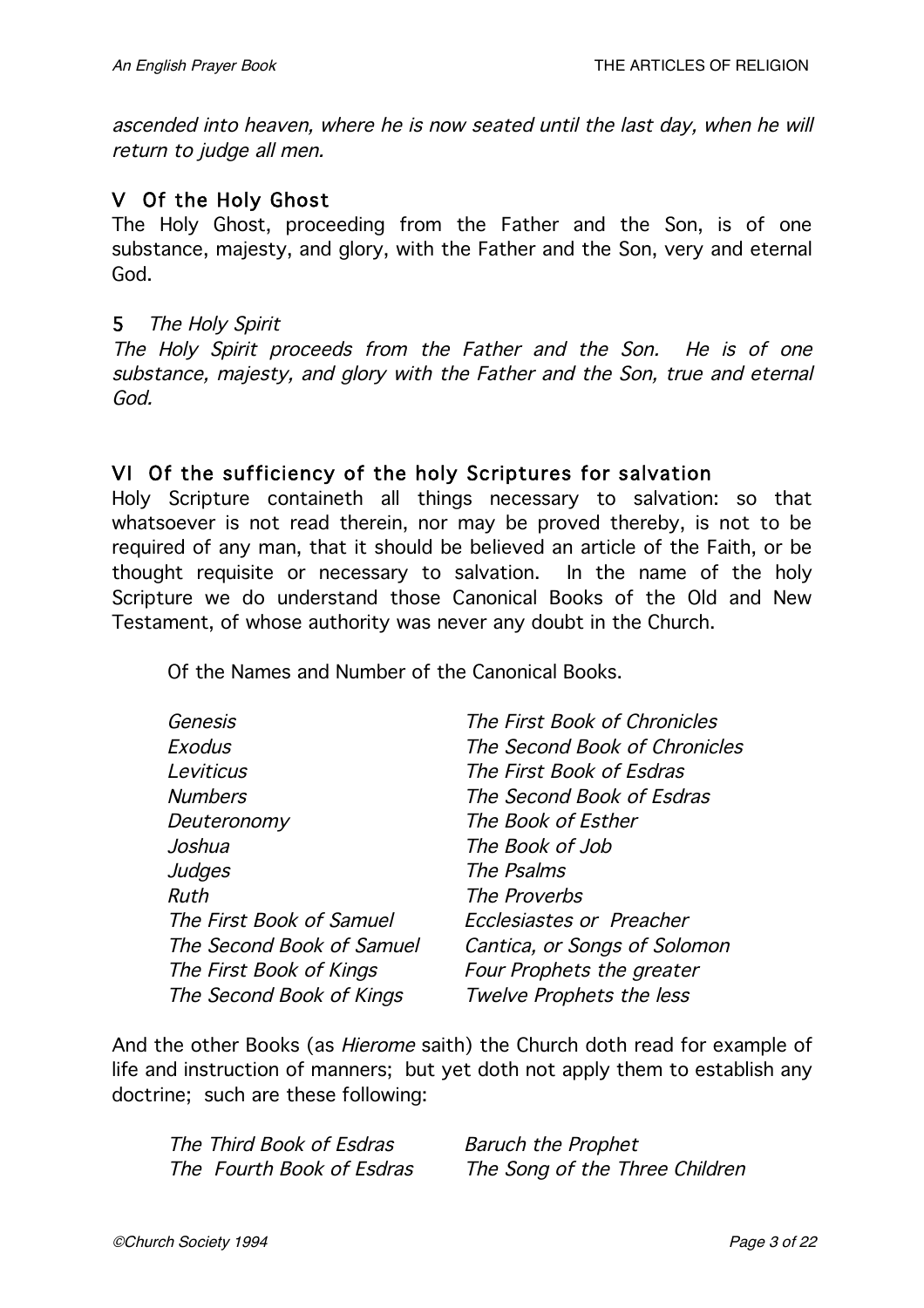*ascended into heaven, where he is now seated until the last day, when he will return to judge all men.*

## V Of the Holy Ghost

The Holy Ghost, proceeding from the Father and the Son, is of one substance, majesty, and glory, with the Father and the Son, very and eternal God.

### 5 *The Holy Spirit*

*The Holy Spirit proceeds from the Father and the Son. He is of one substance, majesty, and glory with the Father and the Son, true and eternal God.*

## VI Of the sufficiency of the holy Scriptures for salvation

Holy Scripture containeth all things necessary to salvation: so that whatsoever is not read therein, nor may be proved thereby, is not to be required of any man, that it should be believed an article of the Faith, or be thought requisite or necessary to salvation. In the name of the holy Scripture we do understand those Canonical Books of the Old and New Testament, of whose authority was never any doubt in the Church.

Of the Names and Number of the Canonical Books.

| | |
|---|---|
| *Genesis* | *The First Book of Chronicles* |
| *Exodus* | *The Second Book of Chronicles* |
| *Leviticus* | *The First Book of Esdras* |
| *Numbers* | *The Second Book of Esdras* |
| *Deuteronomy* | *The Book of Esther* |
| *Joshua* | *The Book of Job* |
| *Judges* | *The Psalms* |
| *Ruth* | *The Proverbs* |
| *The First Book of Samuel* | *Ecclesiastes or Preacher* |
| *The Second Book of Samuel* | *Cantica, or Songs of Solomon* |
| *The First Book of Kings* | *Four Prophets the greater* |
| *The Second Book of Kings* | *Twelve Prophets the less* |

And the other Books (as *Hierome* saith) the Church doth read for example of life and instruction of manners; but yet doth not apply them to establish any doctrine; such are these following:

| | |
|---|---|
| *The Third Book of Esdras* | *Baruch the Prophet* |
| *The Fourth Book of Esdras* | *The Song of the Three Children* |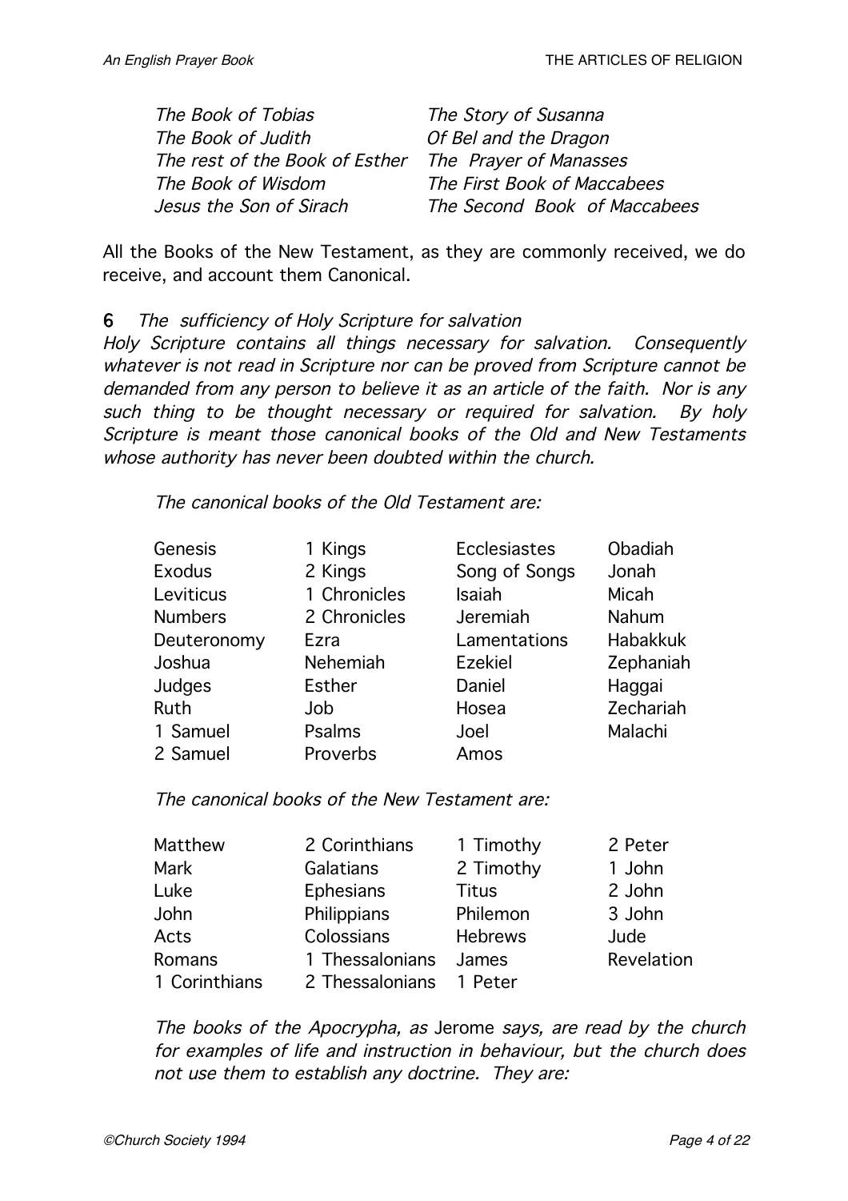| | |
|---|---|
| *The Book of Tobias* | *The Story of Susanna* |
| *The Book of Judith* | *Of Bel and the Dragon* |
| *The rest of the Book of Esther* | *The Prayer of Manasses* |
| *The Book of Wisdom* | *The First Book of Maccabees* |
| *Jesus the Son of Sirach* | *The Second Book of Maccabees* |

All the Books of the New Testament, as they are commonly received, we do receive, and account them Canonical.

**6** *The sufficiency of Holy Scripture for salvation*

*Holy Scripture contains all things necessary for salvation. Consequently whatever is not read in Scripture nor can be proved from Scripture cannot be demanded from any person to believe it as an article of the faith. Nor is any such thing to be thought necessary or required for salvation. By holy Scripture is meant those canonical books of the Old and New Testaments whose authority has never been doubted within the church.*

*The canonical books of the Old Testament are:*

| | | | |
|---|---|---|---|
| Genesis | 1 Kings | Ecclesiastes | Obadiah |
| Exodus | 2 Kings | Song of Songs | Jonah |
| Leviticus | 1 Chronicles | Isaiah | Micah |
| Numbers | 2 Chronicles | Jeremiah | Nahum |
| Deuteronomy | Ezra | Lamentations | Habakkuk |
| Joshua | Nehemiah | Ezekiel | Zephaniah |
| Judges | Esther | Daniel | Haggai |
| Ruth | Job | Hosea | Zechariah |
| 1 Samuel | Psalms | Joel | Malachi |
| 2 Samuel | Proverbs | Amos | |

*The canonical books of the New Testament are:*

| | | | |
|---|---|---|---|
| Matthew | 2 Corinthians | 1 Timothy | 2 Peter |
| Mark | Galatians | 2 Timothy | 1 John |
| Luke | Ephesians | Titus | 2 John |
| John | Philippians | Philemon | 3 John |
| Acts | Colossians | Hebrews | Jude |
| Romans | 1 Thessalonians | James | Revelation |
| 1 Corinthians | 2 Thessalonians | 1 Peter | |

*The books of the Apocrypha, as* Jerome *says, are read by the church for examples of life and instruction in behaviour, but the church does not use them to establish any doctrine. They are:*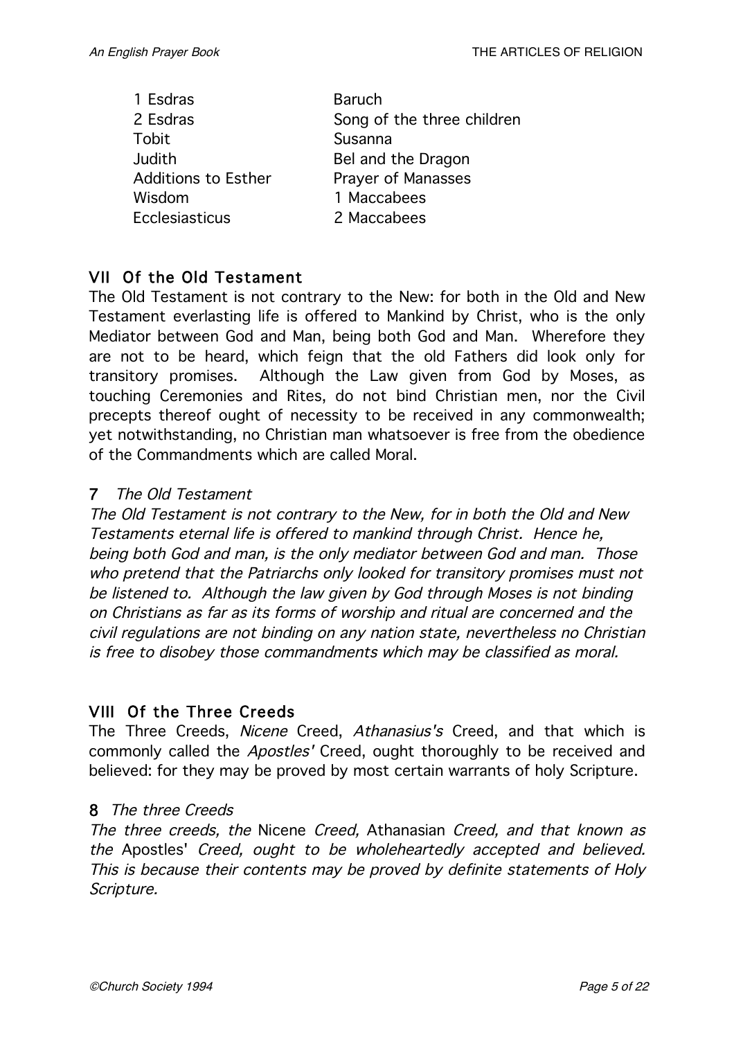| | |
|---|---|
| 1 Esdras | Baruch |
| 2 Esdras | Song of the three children |
| Tobit | Susanna |
| Judith | Bel and the Dragon |
| Additions to Esther | Prayer of Manasses |
| Wisdom | 1 Maccabees |
| Ecclesiasticus | 2 Maccabees |

### VII Of the Old Testament

The Old Testament is not contrary to the New: for both in the Old and New Testament everlasting life is offered to Mankind by Christ, who is the only Mediator between God and Man, being both God and Man. Wherefore they are not to be heard, which feign that the old Fathers did look only for transitory promises. Although the Law given from God by Moses, as touching Ceremonies and Rites, do not bind Christian men, nor the Civil precepts thereof ought of necessity to be received in any commonwealth; yet notwithstanding, no Christian man whatsoever is free from the obedience of the Commandments which are called Moral.

### 7 *The Old Testament*

*The Old Testament is not contrary to the New, for in both the Old and New Testaments eternal life is offered to mankind through Christ. Hence he, being both God and man, is the only mediator between God and man. Those who pretend that the Patriarchs only looked for transitory promises must not be listened to. Although the law given by God through Moses is not binding on Christians as far as its forms of worship and ritual are concerned and the civil regulations are not binding on any nation state, nevertheless no Christian is free to disobey those commandments which may be classified as moral.*

### VIII Of the Three Creeds

The Three Creeds, *Nicene* Creed, *Athanasius's* Creed, and that which is commonly called the *Apostles'* Creed, ought thoroughly to be received and believed: for they may be proved by most certain warrants of holy Scripture.

### 8 *The three Creeds*

*The three creeds, the* Nicene *Creed,* Athanasian *Creed, and that known as the* Apostles' *Creed, ought to be wholeheartedly accepted and believed. This is because their contents may be proved by definite statements of Holy Scripture.*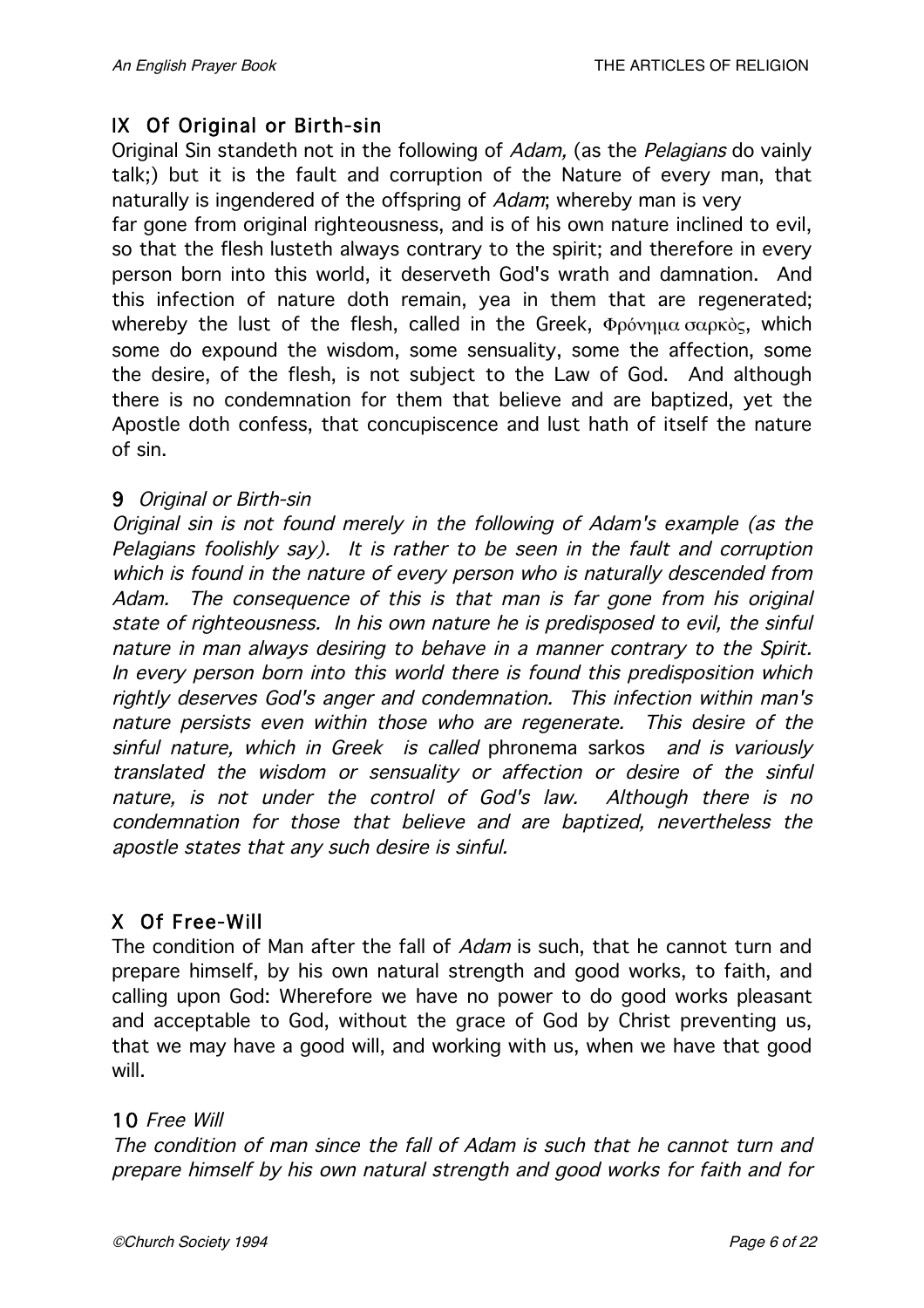## IX Of Original or Birth-sin

Original Sin standeth not in the following of *Adam,* (as the *Pelagians* do vainly talk;) but it is the fault and corruption of the Nature of every man, that naturally is ingendered of the offspring of *Adam*; whereby man is very far gone from original righteousness, and is of his own nature inclined to evil, so that the flesh lusteth always contrary to the spirit; and therefore in every person born into this world, it deserveth God's wrath and damnation. And this infection of nature doth remain, yea in them that are regenerated; whereby the lust of the flesh, called in the Greek, Φρόνημα σαρκὸς, which some do expound the wisdom, some sensuality, some the affection, some the desire, of the flesh, is not subject to the Law of God. And although there is no condemnation for them that believe and are baptized, yet the Apostle doth confess, that concupiscence and lust hath of itself the nature of sin.

**9** *Original or Birth-sin*

*Original sin is not found merely in the following of Adam's example (as the Pelagians foolishly say). It is rather to be seen in the fault and corruption which is found in the nature of every person who is naturally descended from Adam. The consequence of this is that man is far gone from his original state of righteousness. In his own nature he is predisposed to evil, the sinful nature in man always desiring to behave in a manner contrary to the Spirit. In every person born into this world there is found this predisposition which rightly deserves God's anger and condemnation. This infection within man's nature persists even within those who are regenerate. This desire of the sinful nature, which in Greek is called* phronema sarkos *and is variously translated the wisdom or sensuality or affection or desire of the sinful nature, is not under the control of God's law. Although there is no condemnation for those that believe and are baptized, nevertheless the apostle states that any such desire is sinful.*

## X Of Free-Will

The condition of Man after the fall of *Adam* is such, that he cannot turn and prepare himself, by his own natural strength and good works, to faith, and calling upon God: Wherefore we have no power to do good works pleasant and acceptable to God, without the grace of God by Christ preventing us, that we may have a good will, and working with us, when we have that good will.

**10** *Free Will*

*The condition of man since the fall of Adam is such that he cannot turn and prepare himself by his own natural strength and good works for faith and for*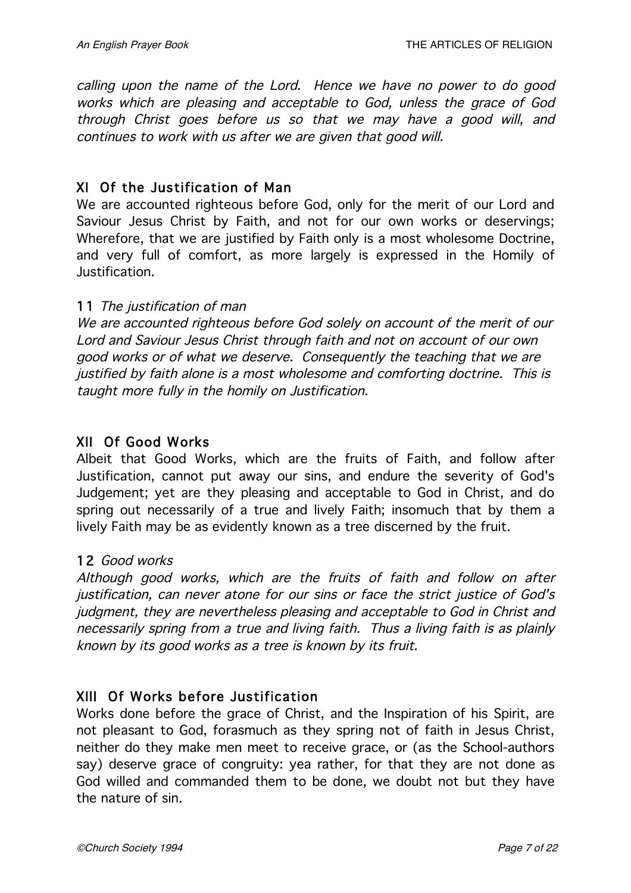*calling upon the name of the Lord. Hence we have no power to do good works which are pleasing and acceptable to God, unless the grace of God through Christ goes before us so that we may have a good will, and continues to work with us after we are given that good will.*

### XI Of the Justification of Man

We are accounted righteous before God, only for the merit of our Lord and Saviour Jesus Christ by Faith, and not for our own works or deservings; Wherefore, that we are justified by Faith only is a most wholesome Doctrine, and very full of comfort, as more largely is expressed in the Homily of Justification.

**11** *The justification of man*

*We are accounted righteous before God solely on account of the merit of our Lord and Saviour Jesus Christ through faith and not on account of our own good works or of what we deserve. Consequently the teaching that we are justified by faith alone is a most wholesome and comforting doctrine. This is taught more fully in the homily on Justification.*

### XII Of Good Works

Albeit that Good Works, which are the fruits of Faith, and follow after Justification, cannot put away our sins, and endure the severity of God's Judgement; yet are they pleasing and acceptable to God in Christ, and do spring out necessarily of a true and lively Faith; insomuch that by them a lively Faith may be as evidently known as a tree discerned by the fruit.

**12** *Good works*

*Although good works, which are the fruits of faith and follow on after justification, can never atone for our sins or face the strict justice of God's judgment, they are nevertheless pleasing and acceptable to God in Christ and necessarily spring from a true and living faith. Thus a living faith is as plainly known by its good works as a tree is known by its fruit.*

### XIII Of Works before Justification

Works done before the grace of Christ, and the Inspiration of his Spirit, are not pleasant to God, forasmuch as they spring not of faith in Jesus Christ, neither do they make men meet to receive grace, or (as the School-authors say) deserve grace of congruity: yea rather, for that they are not done as God willed and commanded them to be done, we doubt not but they have the nature of sin.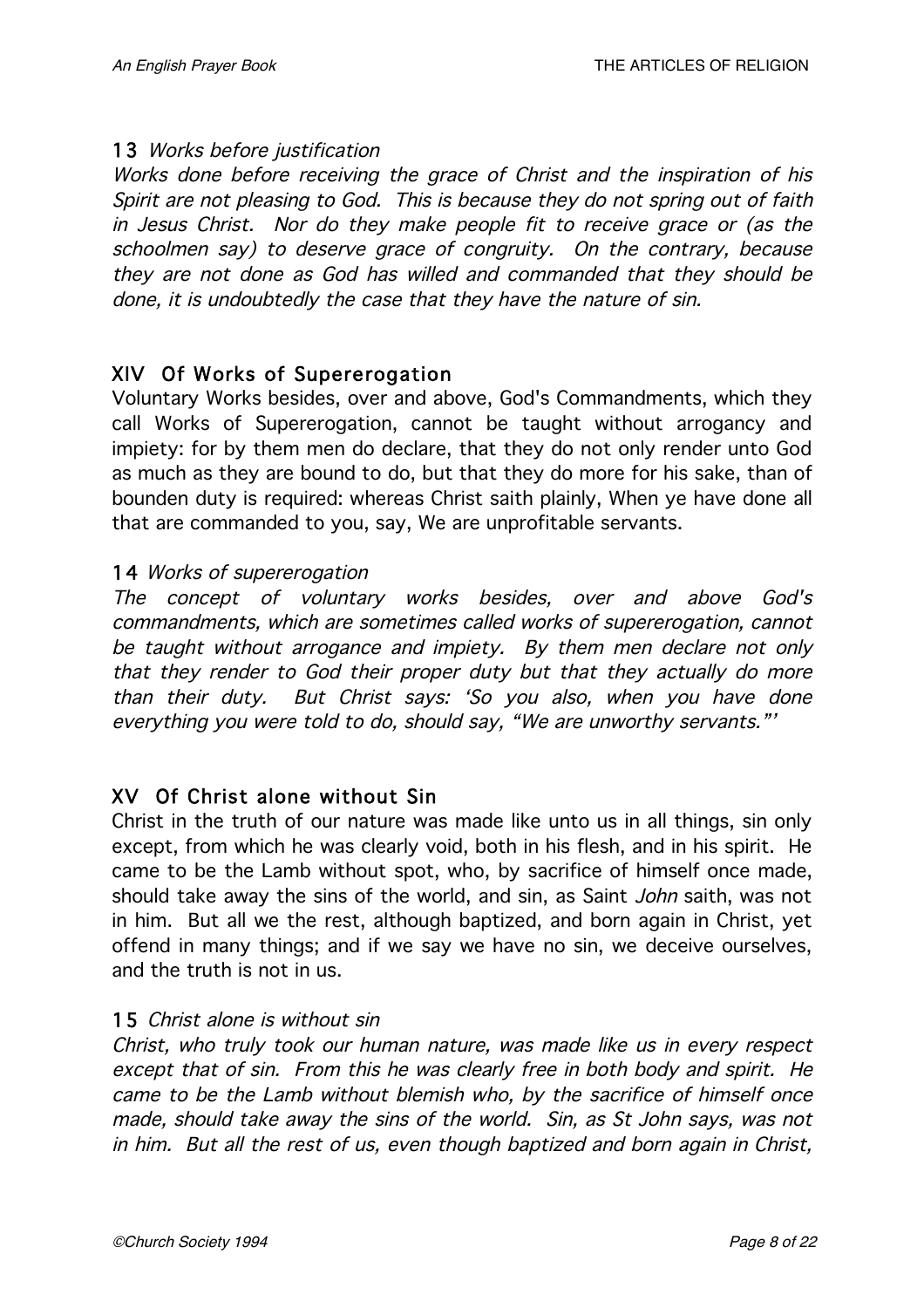### 13 *Works before justification*

*Works done before receiving the grace of Christ and the inspiration of his Spirit are not pleasing to God. This is because they do not spring out of faith in Jesus Christ. Nor do they make people fit to receive grace or (as the schoolmen say) to deserve grace of congruity. On the contrary, because they are not done as God has willed and commanded that they should be done, it is undoubtedly the case that they have the nature of sin.*

### XIV Of Works of Supererogation

Voluntary Works besides, over and above, God's Commandments, which they call Works of Supererogation, cannot be taught without arrogancy and impiety: for by them men do declare, that they do not only render unto God as much as they are bound to do, but that they do more for his sake, than of bounden duty is required: whereas Christ saith plainly, When ye have done all that are commanded to you, say, We are unprofitable servants.

### 14 *Works of supererogation*

*The concept of voluntary works besides, over and above God's commandments, which are sometimes called works of supererogation, cannot be taught without arrogance and impiety. By them men declare not only that they render to God their proper duty but that they actually do more than their duty. But Christ says: 'So you also, when you have done everything you were told to do, should say, "We are unworthy servants."'*

### XV Of Christ alone without Sin

Christ in the truth of our nature was made like unto us in all things, sin only except, from which he was clearly void, both in his flesh, and in his spirit. He came to be the Lamb without spot, who, by sacrifice of himself once made, should take away the sins of the world, and sin, as Saint *John* saith, was not in him. But all we the rest, although baptized, and born again in Christ, yet offend in many things; and if we say we have no sin, we deceive ourselves, and the truth is not in us.

### 15 *Christ alone is without sin*

*Christ, who truly took our human nature, was made like us in every respect except that of sin. From this he was clearly free in both body and spirit. He came to be the Lamb without blemish who, by the sacrifice of himself once made, should take away the sins of the world. Sin, as St John says, was not in him. But all the rest of us, even though baptized and born again in Christ,*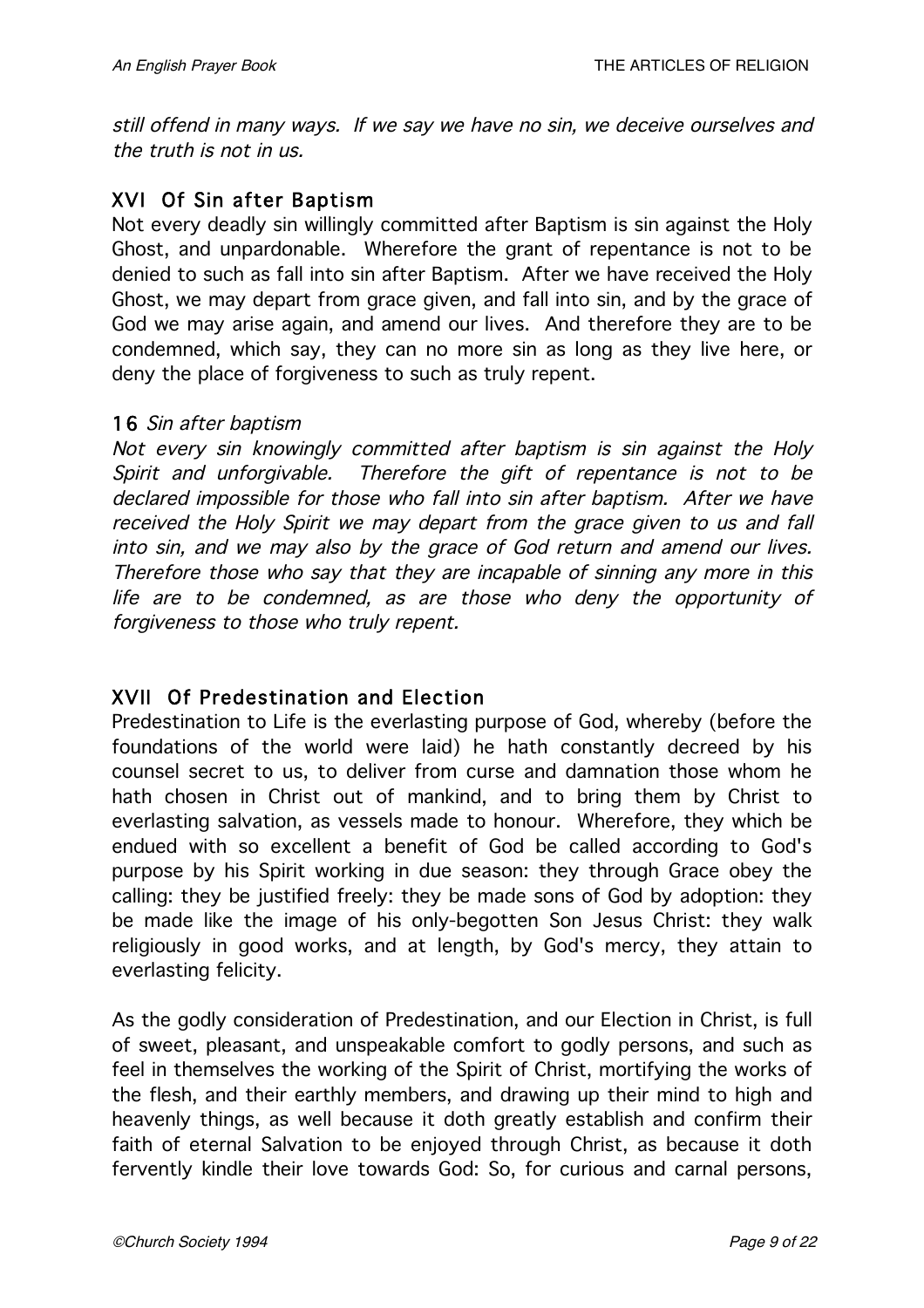*still offend in many ways. If we say we have no sin, we deceive ourselves and the truth is not in us.*

### XVI Of Sin after Baptism

Not every deadly sin willingly committed after Baptism is sin against the Holy Ghost, and unpardonable. Wherefore the grant of repentance is not to be denied to such as fall into sin after Baptism. After we have received the Holy Ghost, we may depart from grace given, and fall into sin, and by the grace of God we may arise again, and amend our lives. And therefore they are to be condemned, which say, they can no more sin as long as they live here, or deny the place of forgiveness to such as truly repent.

**16** *Sin after baptism*

*Not every sin knowingly committed after baptism is sin against the Holy Spirit and unforgivable. Therefore the gift of repentance is not to be declared impossible for those who fall into sin after baptism. After we have received the Holy Spirit we may depart from the grace given to us and fall into sin, and we may also by the grace of God return and amend our lives. Therefore those who say that they are incapable of sinning any more in this life are to be condemned, as are those who deny the opportunity of forgiveness to those who truly repent.*

### XVII Of Predestination and Election

Predestination to Life is the everlasting purpose of God, whereby (before the foundations of the world were laid) he hath constantly decreed by his counsel secret to us, to deliver from curse and damnation those whom he hath chosen in Christ out of mankind, and to bring them by Christ to everlasting salvation, as vessels made to honour. Wherefore, they which be endued with so excellent a benefit of God be called according to God's purpose by his Spirit working in due season: they through Grace obey the calling: they be justified freely: they be made sons of God by adoption: they be made like the image of his only-begotten Son Jesus Christ: they walk religiously in good works, and at length, by God's mercy, they attain to everlasting felicity.

As the godly consideration of Predestination, and our Election in Christ, is full of sweet, pleasant, and unspeakable comfort to godly persons, and such as feel in themselves the working of the Spirit of Christ, mortifying the works of the flesh, and their earthly members, and drawing up their mind to high and heavenly things, as well because it doth greatly establish and confirm their faith of eternal Salvation to be enjoyed through Christ, as because it doth fervently kindle their love towards God: So, for curious and carnal persons,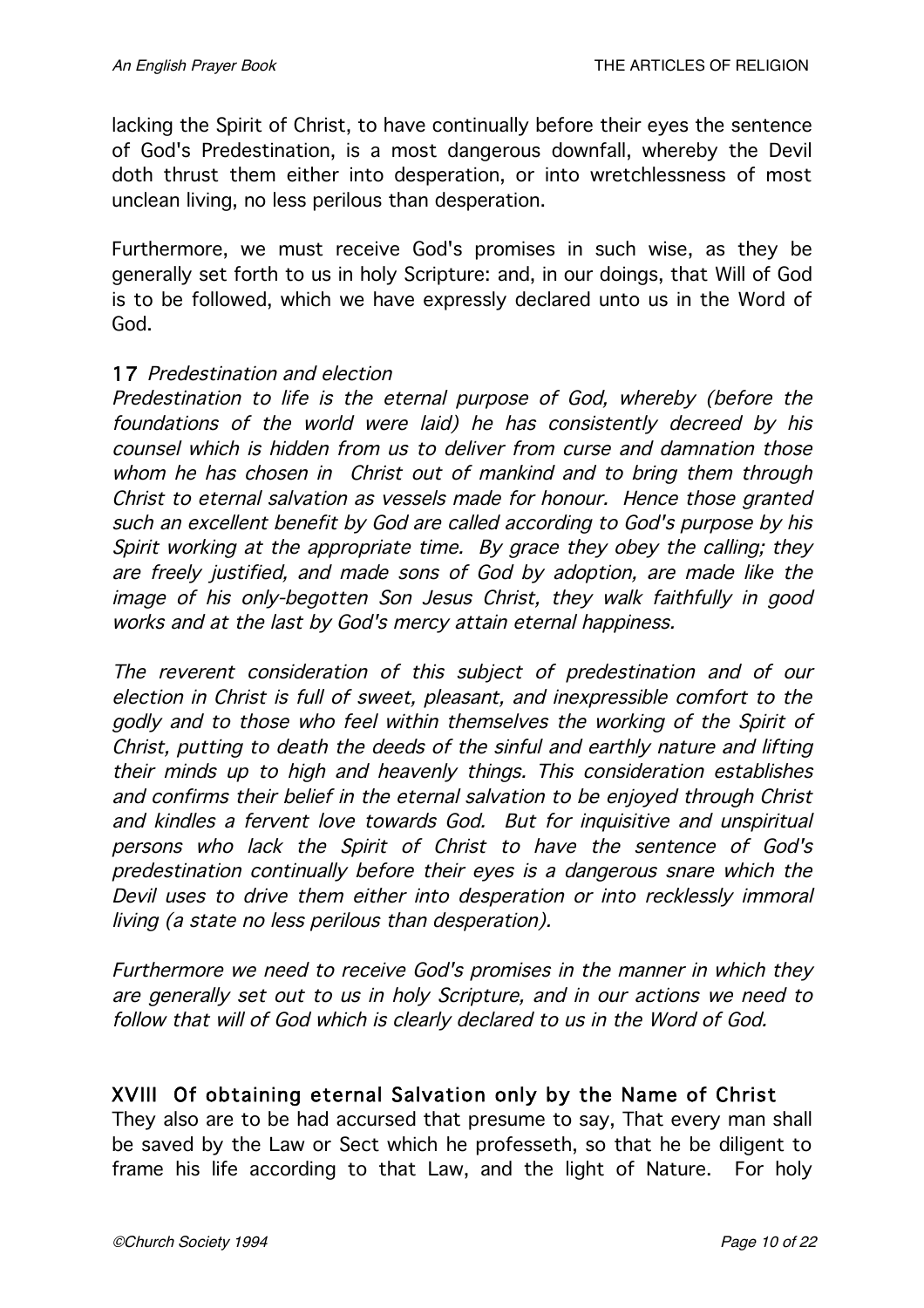lacking the Spirit of Christ, to have continually before their eyes the sentence of God's Predestination, is a most dangerous downfall, whereby the Devil doth thrust them either into desperation, or into wretchlessness of most unclean living, no less perilous than desperation.

Furthermore, we must receive God's promises in such wise, as they be generally set forth to us in holy Scripture: and, in our doings, that Will of God is to be followed, which we have expressly declared unto us in the Word of God.

### 17 *Predestination and election*

*Predestination to life is the eternal purpose of God, whereby (before the foundations of the world were laid) he has consistently decreed by his counsel which is hidden from us to deliver from curse and damnation those whom he has chosen in Christ out of mankind and to bring them through Christ to eternal salvation as vessels made for honour. Hence those granted such an excellent benefit by God are called according to God's purpose by his Spirit working at the appropriate time. By grace they obey the calling; they are freely justified, and made sons of God by adoption, are made like the image of his only-begotten Son Jesus Christ, they walk faithfully in good works and at the last by God's mercy attain eternal happiness.*

*The reverent consideration of this subject of predestination and of our election in Christ is full of sweet, pleasant, and inexpressible comfort to the godly and to those who feel within themselves the working of the Spirit of Christ, putting to death the deeds of the sinful and earthly nature and lifting their minds up to high and heavenly things. This consideration establishes and confirms their belief in the eternal salvation to be enjoyed through Christ and kindles a fervent love towards God. But for inquisitive and unspiritual persons who lack the Spirit of Christ to have the sentence of God's predestination continually before their eyes is a dangerous snare which the Devil uses to drive them either into desperation or into recklessly immoral living (a state no less perilous than desperation).*

*Furthermore we need to receive God's promises in the manner in which they are generally set out to us in holy Scripture, and in our actions we need to follow that will of God which is clearly declared to us in the Word of God.*

### XVIII Of obtaining eternal Salvation only by the Name of Christ

They also are to be had accursed that presume to say, That every man shall be saved by the Law or Sect which he professeth, so that he be diligent to frame his life according to that Law, and the light of Nature. For holy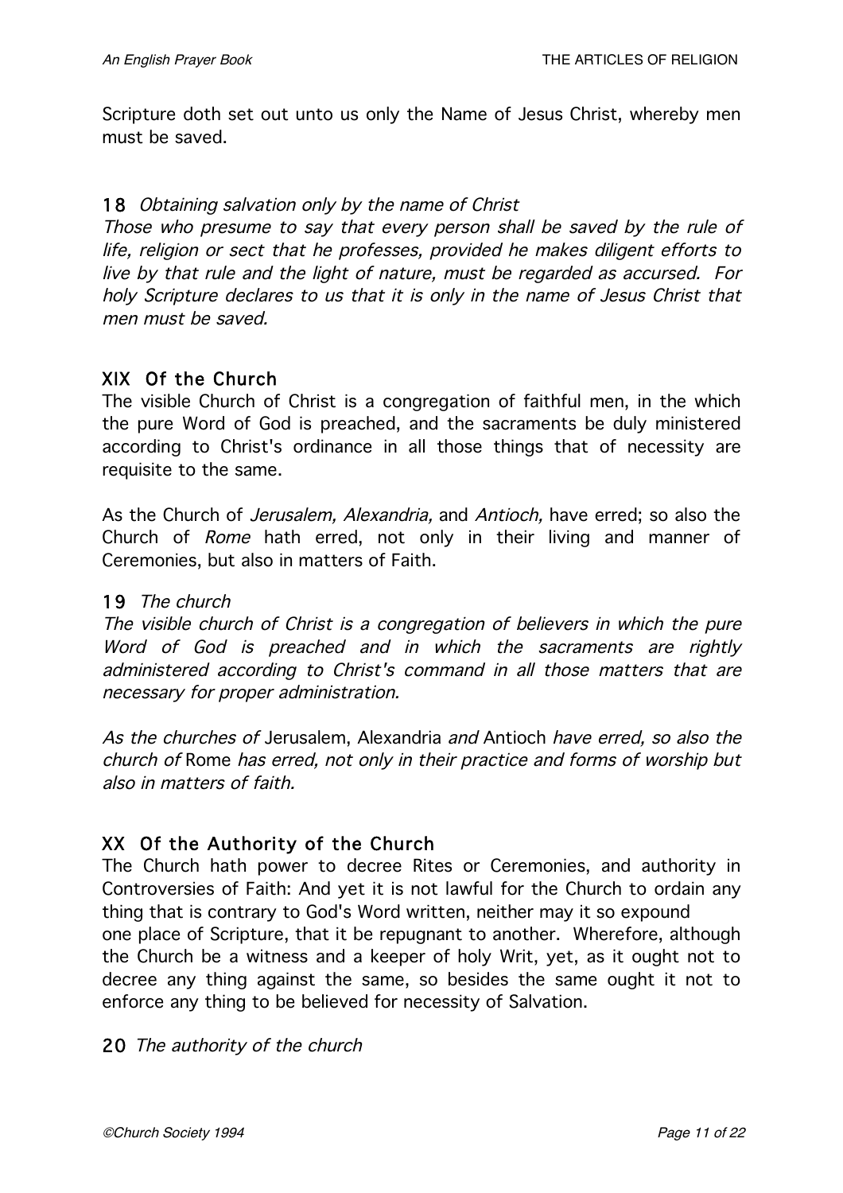Scripture doth set out unto us only the Name of Jesus Christ, whereby men must be saved.

**18** *Obtaining salvation only by the name of Christ*

*Those who presume to say that every person shall be saved by the rule of life, religion or sect that he professes, provided he makes diligent efforts to live by that rule and the light of nature, must be regarded as accursed. For holy Scripture declares to us that it is only in the name of Jesus Christ that men must be saved.*

## XIX Of the Church

The visible Church of Christ is a congregation of faithful men, in the which the pure Word of God is preached, and the sacraments be duly ministered according to Christ's ordinance in all those things that of necessity are requisite to the same.

As the Church of *Jerusalem, Alexandria,* and *Antioch,* have erred; so also the Church of *Rome* hath erred, not only in their living and manner of Ceremonies, but also in matters of Faith.

**19** *The church*

*The visible church of Christ is a congregation of believers in which the pure Word of God is preached and in which the sacraments are rightly administered according to Christ's command in all those matters that are necessary for proper administration.*

*As the churches of* Jerusalem, Alexandria *and* Antioch *have erred, so also the church of* Rome *has erred, not only in their practice and forms of worship but also in matters of faith.*

## XX Of the Authority of the Church

The Church hath power to decree Rites or Ceremonies, and authority in Controversies of Faith: And yet it is not lawful for the Church to ordain any thing that is contrary to God's Word written, neither may it so expound one place of Scripture, that it be repugnant to another. Wherefore, although the Church be a witness and a keeper of holy Writ, yet, as it ought not to decree any thing against the same, so besides the same ought it not to enforce any thing to be believed for necessity of Salvation.

**20** *The authority of the church*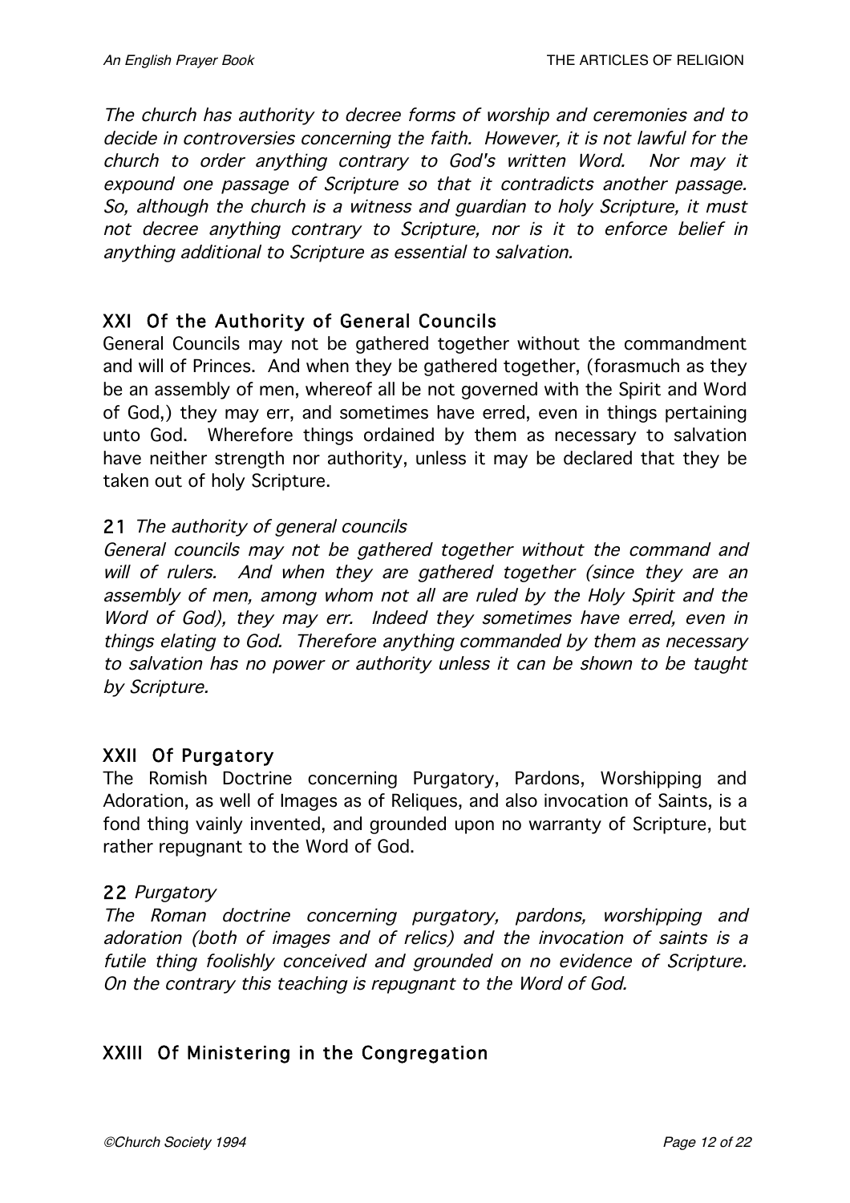*The church has authority to decree forms of worship and ceremonies and to decide in controversies concerning the faith. However, it is not lawful for the church to order anything contrary to God's written Word. Nor may it expound one passage of Scripture so that it contradicts another passage. So, although the church is a witness and guardian to holy Scripture, it must not decree anything contrary to Scripture, nor is it to enforce belief in anything additional to Scripture as essential to salvation.*

### XXI Of the Authority of General Councils

General Councils may not be gathered together without the commandment and will of Princes. And when they be gathered together, (forasmuch as they be an assembly of men, whereof all be not governed with the Spirit and Word of God,) they may err, and sometimes have erred, even in things pertaining unto God. Wherefore things ordained by them as necessary to salvation have neither strength nor authority, unless it may be declared that they be taken out of holy Scripture.

### 21 *The authority of general councils*

*General councils may not be gathered together without the command and will of rulers. And when they are gathered together (since they are an assembly of men, among whom not all are ruled by the Holy Spirit and the Word of God), they may err. Indeed they sometimes have erred, even in things elating to God. Therefore anything commanded by them as necessary to salvation has no power or authority unless it can be shown to be taught by Scripture.*

### XXII Of Purgatory

The Romish Doctrine concerning Purgatory, Pardons, Worshipping and Adoration, as well of Images as of Reliques, and also invocation of Saints, is a fond thing vainly invented, and grounded upon no warranty of Scripture, but rather repugnant to the Word of God.

### 22 *Purgatory*

*The Roman doctrine concerning purgatory, pardons, worshipping and adoration (both of images and of relics) and the invocation of saints is a futile thing foolishly conceived and grounded on no evidence of Scripture. On the contrary this teaching is repugnant to the Word of God.*

### XXIII Of Ministering in the Congregation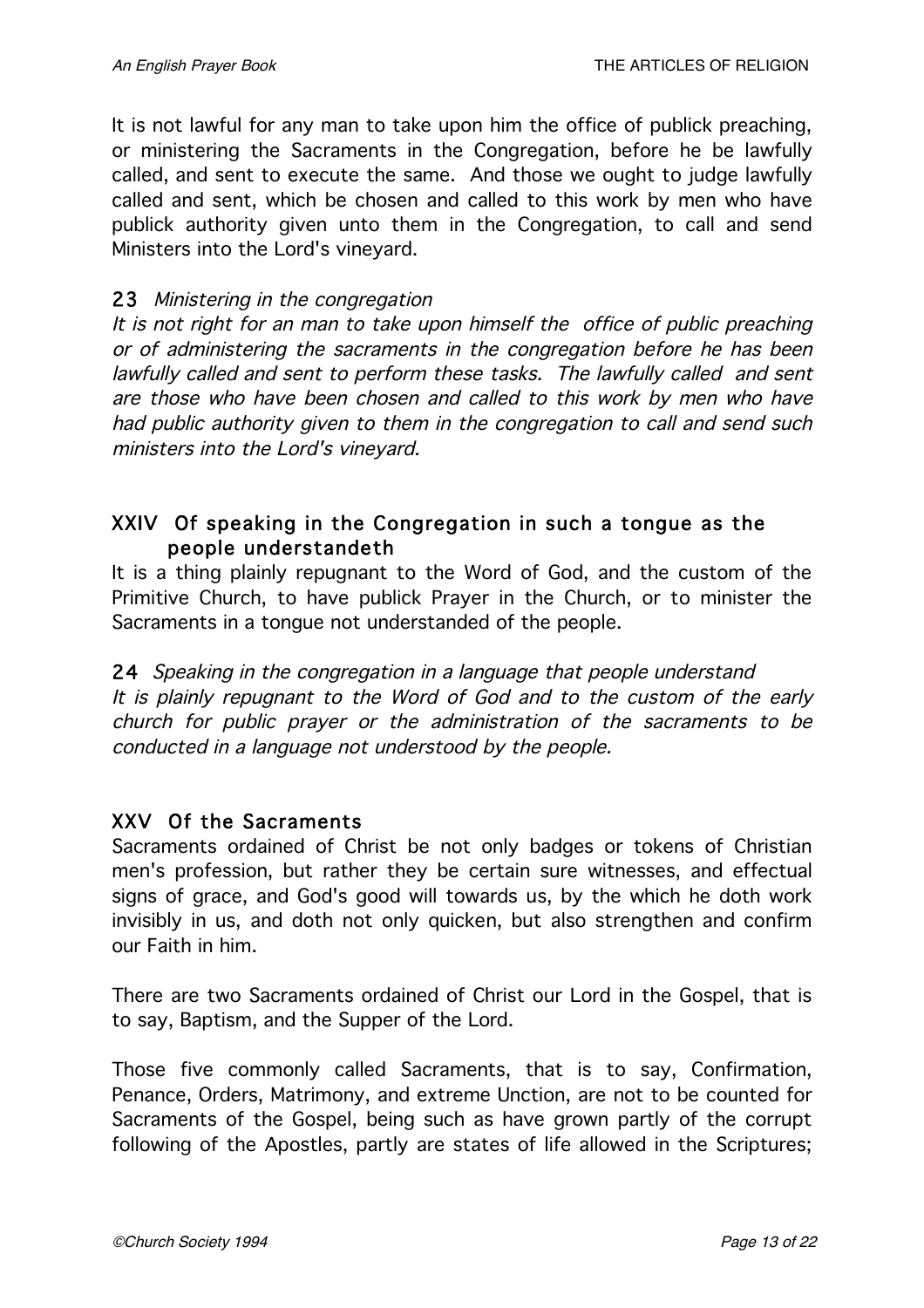It is not lawful for any man to take upon him the office of publick preaching, or ministering the Sacraments in the Congregation, before he be lawfully called, and sent to execute the same. And those we ought to judge lawfully called and sent, which be chosen and called to this work by men who have publick authority given unto them in the Congregation, to call and send Ministers into the Lord's vineyard.

**23** *Ministering in the congregation*

*It is not right for an man to take upon himself the office of public preaching or of administering the sacraments in the congregation before he has been lawfully called and sent to perform these tasks. The lawfully called and sent are those who have been chosen and called to this work by men who have had public authority given to them in the congregation to call and send such ministers into the Lord's vineyard.*

## XXIV Of speaking in the Congregation in such a tongue as the people understandeth

It is a thing plainly repugnant to the Word of God, and the custom of the Primitive Church, to have publick Prayer in the Church, or to minister the Sacraments in a tongue not understanded of the people.

**24** *Speaking in the congregation in a language that people understand*

*It is plainly repugnant to the Word of God and to the custom of the early church for public prayer or the administration of the sacraments to be conducted in a language not understood by the people.*

## XXV Of the Sacraments

Sacraments ordained of Christ be not only badges or tokens of Christian men's profession, but rather they be certain sure witnesses, and effectual signs of grace, and God's good will towards us, by the which he doth work invisibly in us, and doth not only quicken, but also strengthen and confirm our Faith in him.

There are two Sacraments ordained of Christ our Lord in the Gospel, that is to say, Baptism, and the Supper of the Lord.

Those five commonly called Sacraments, that is to say, Confirmation, Penance, Orders, Matrimony, and extreme Unction, are not to be counted for Sacraments of the Gospel, being such as have grown partly of the corrupt following of the Apostles, partly are states of life allowed in the Scriptures;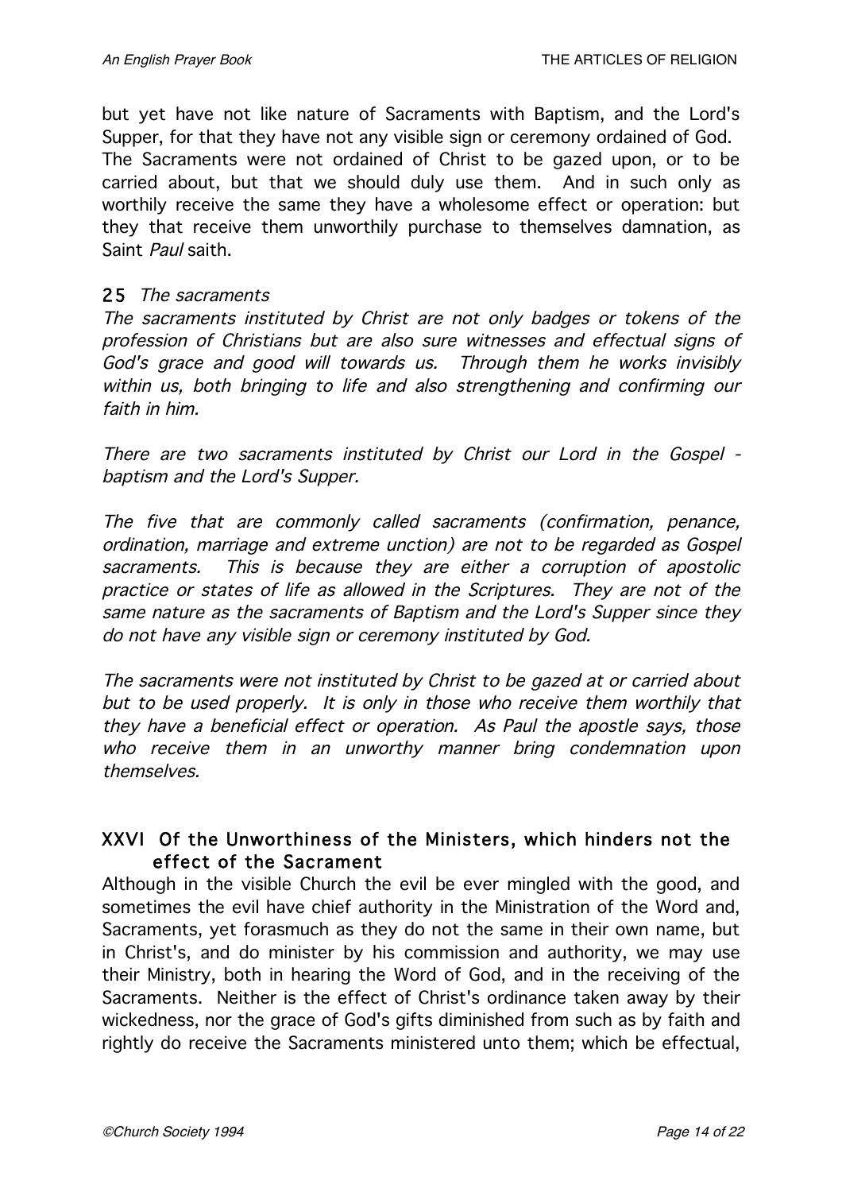but yet have not like nature of Sacraments with Baptism, and the Lord's Supper, for that they have not any visible sign or ceremony ordained of God. The Sacraments were not ordained of Christ to be gazed upon, or to be carried about, but that we should duly use them. And in such only as worthily receive the same they have a wholesome effect or operation: but they that receive them unworthily purchase to themselves damnation, as Saint *Paul* saith.

### 25 *The sacraments*

*The sacraments instituted by Christ are not only badges or tokens of the profession of Christians but are also sure witnesses and effectual signs of God's grace and good will towards us. Through them he works invisibly within us, both bringing to life and also strengthening and confirming our faith in him.*

*There are two sacraments instituted by Christ our Lord in the Gospel - baptism and the Lord's Supper.*

*The five that are commonly called sacraments (confirmation, penance, ordination, marriage and extreme unction) are not to be regarded as Gospel sacraments. This is because they are either a corruption of apostolic practice or states of life as allowed in the Scriptures. They are not of the same nature as the sacraments of Baptism and the Lord's Supper since they do not have any visible sign or ceremony instituted by God.*

*The sacraments were not instituted by Christ to be gazed at or carried about but to be used properly. It is only in those who receive them worthily that they have a beneficial effect or operation. As Paul the apostle says, those who receive them in an unworthy manner bring condemnation upon themselves.*

## XXVI Of the Unworthiness of the Ministers, which hinders not the effect of the Sacrament

Although in the visible Church the evil be ever mingled with the good, and sometimes the evil have chief authority in the Ministration of the Word and, Sacraments, yet forasmuch as they do not the same in their own name, but in Christ's, and do minister by his commission and authority, we may use their Ministry, both in hearing the Word of God, and in the receiving of the Sacraments. Neither is the effect of Christ's ordinance taken away by their wickedness, nor the grace of God's gifts diminished from such as by faith and rightly do receive the Sacraments ministered unto them; which be effectual,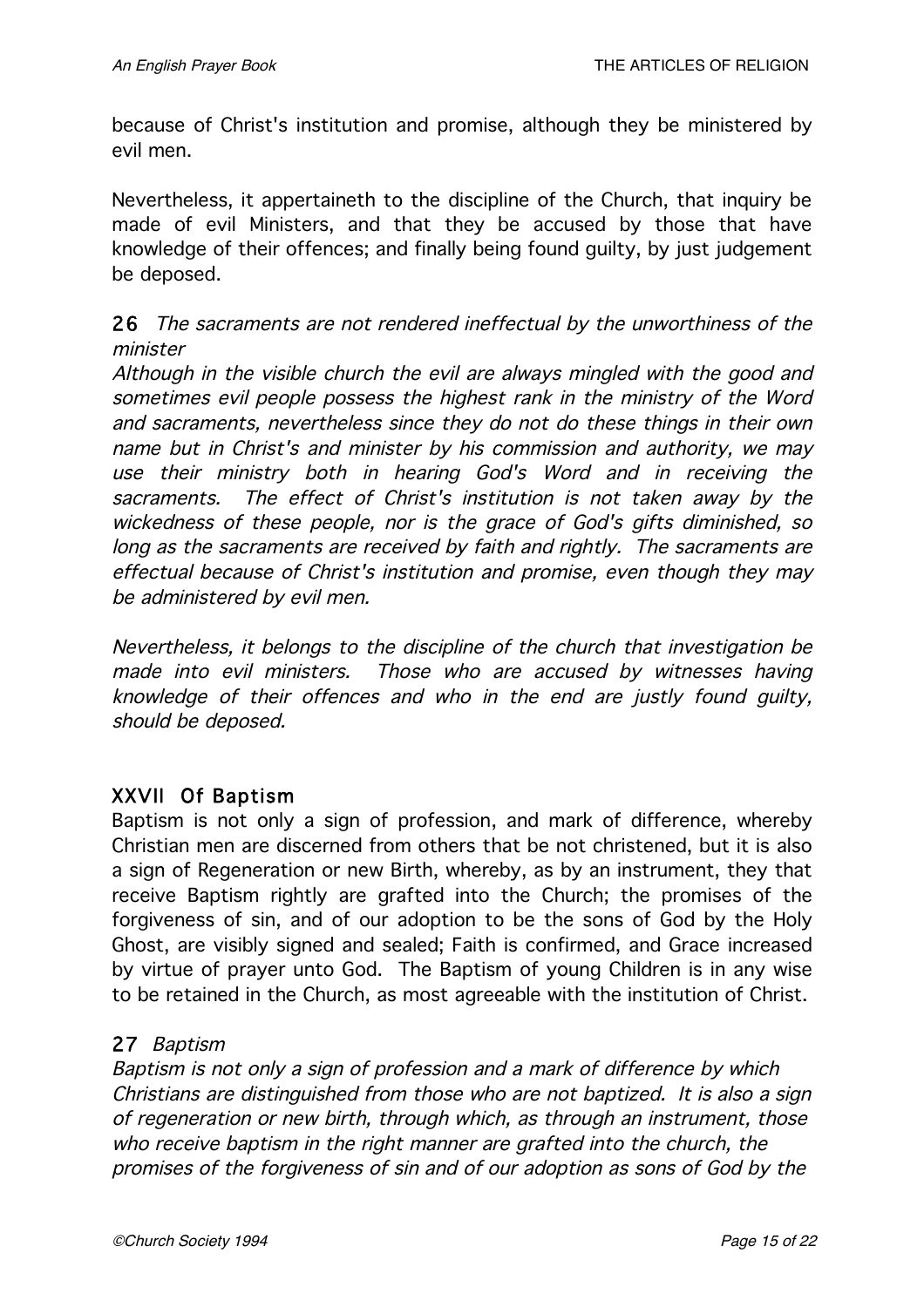because of Christ's institution and promise, although they be ministered by evil men.

Nevertheless, it appertaineth to the discipline of the Church, that inquiry be made of evil Ministers, and that they be accused by those that have knowledge of their offences; and finally being found guilty, by just judgement be deposed.

**26** *The sacraments are not rendered ineffectual by the unworthiness of the minister*

*Although in the visible church the evil are always mingled with the good and sometimes evil people possess the highest rank in the ministry of the Word and sacraments, nevertheless since they do not do these things in their own name but in Christ's and minister by his commission and authority, we may use their ministry both in hearing God's Word and in receiving the sacraments. The effect of Christ's institution is not taken away by the wickedness of these people, nor is the grace of God's gifts diminished, so long as the sacraments are received by faith and rightly. The sacraments are effectual because of Christ's institution and promise, even though they may be administered by evil men.*

*Nevertheless, it belongs to the discipline of the church that investigation be made into evil ministers. Those who are accused by witnesses having knowledge of their offences and who in the end are justly found guilty, should be deposed.*

## XXVII Of Baptism

Baptism is not only a sign of profession, and mark of difference, whereby Christian men are discerned from others that be not christened, but it is also a sign of Regeneration or new Birth, whereby, as by an instrument, they that receive Baptism rightly are grafted into the Church; the promises of the forgiveness of sin, and of our adoption to be the sons of God by the Holy Ghost, are visibly signed and sealed; Faith is confirmed, and Grace increased by virtue of prayer unto God. The Baptism of young Children is in any wise to be retained in the Church, as most agreeable with the institution of Christ.

**27** *Baptism*

*Baptism is not only a sign of profession and a mark of difference by which Christians are distinguished from those who are not baptized. It is also a sign of regeneration or new birth, through which, as through an instrument, those who receive baptism in the right manner are grafted into the church, the promises of the forgiveness of sin and of our adoption as sons of God by the*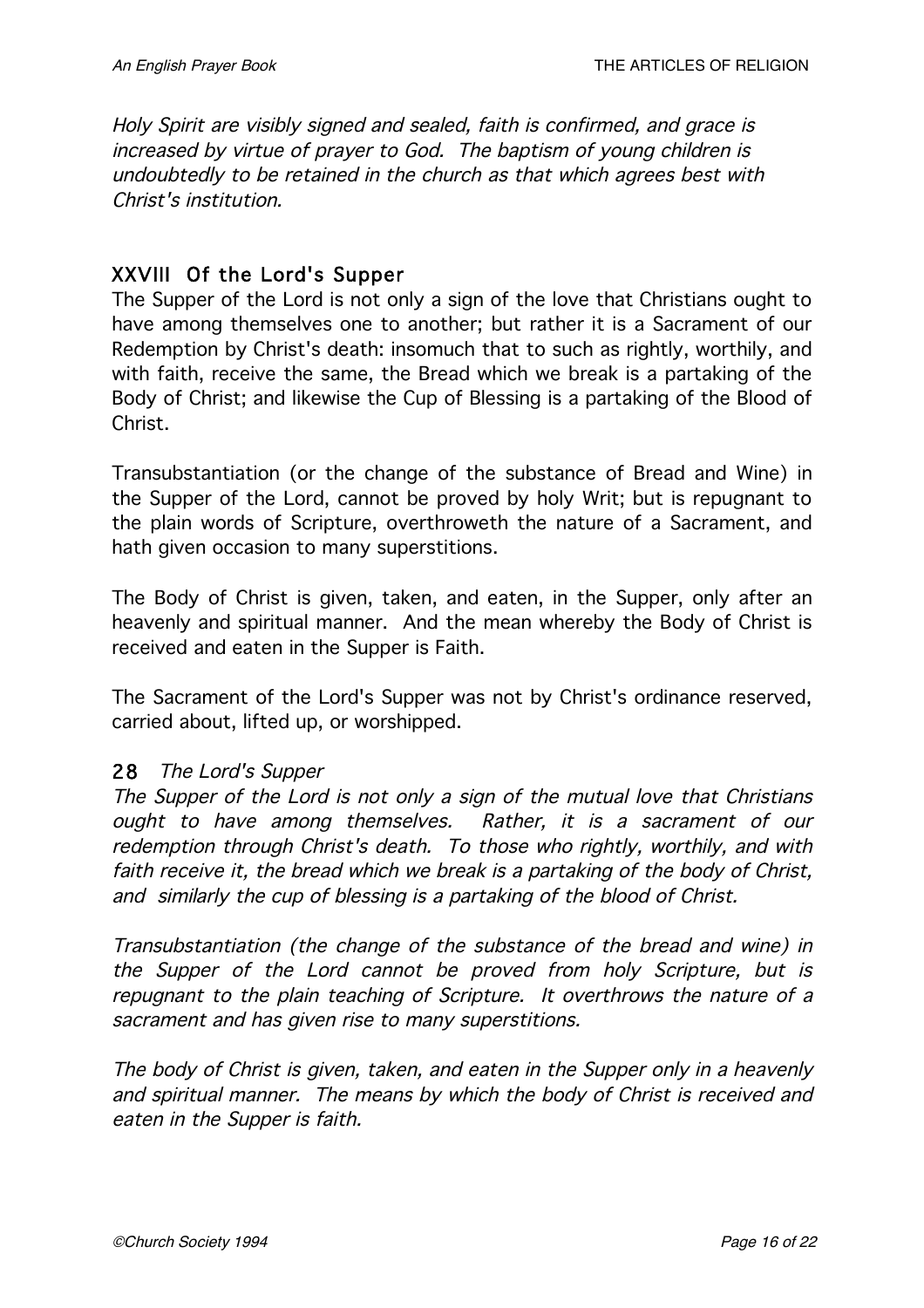*Holy Spirit are visibly signed and sealed, faith is confirmed, and grace is increased by virtue of prayer to God. The baptism of young children is undoubtedly to be retained in the church as that which agrees best with Christ's institution.*

### XXVIII Of the Lord's Supper

The Supper of the Lord is not only a sign of the love that Christians ought to have among themselves one to another; but rather it is a Sacrament of our Redemption by Christ's death: insomuch that to such as rightly, worthily, and with faith, receive the same, the Bread which we break is a partaking of the Body of Christ; and likewise the Cup of Blessing is a partaking of the Blood of Christ.

Transubstantiation (or the change of the substance of Bread and Wine) in the Supper of the Lord, cannot be proved by holy Writ; but is repugnant to the plain words of Scripture, overthroweth the nature of a Sacrament, and hath given occasion to many superstitions.

The Body of Christ is given, taken, and eaten, in the Supper, only after an heavenly and spiritual manner. And the mean whereby the Body of Christ is received and eaten in the Supper is Faith.

The Sacrament of the Lord's Supper was not by Christ's ordinance reserved, carried about, lifted up, or worshipped.

**28** *The Lord's Supper*

*The Supper of the Lord is not only a sign of the mutual love that Christians ought to have among themselves. Rather, it is a sacrament of our redemption through Christ's death. To those who rightly, worthily, and with faith receive it, the bread which we break is a partaking of the body of Christ, and similarly the cup of blessing is a partaking of the blood of Christ.*

*Transubstantiation (the change of the substance of the bread and wine) in the Supper of the Lord cannot be proved from holy Scripture, but is repugnant to the plain teaching of Scripture. It overthrows the nature of a sacrament and has given rise to many superstitions.*

*The body of Christ is given, taken, and eaten in the Supper only in a heavenly and spiritual manner. The means by which the body of Christ is received and eaten in the Supper is faith.*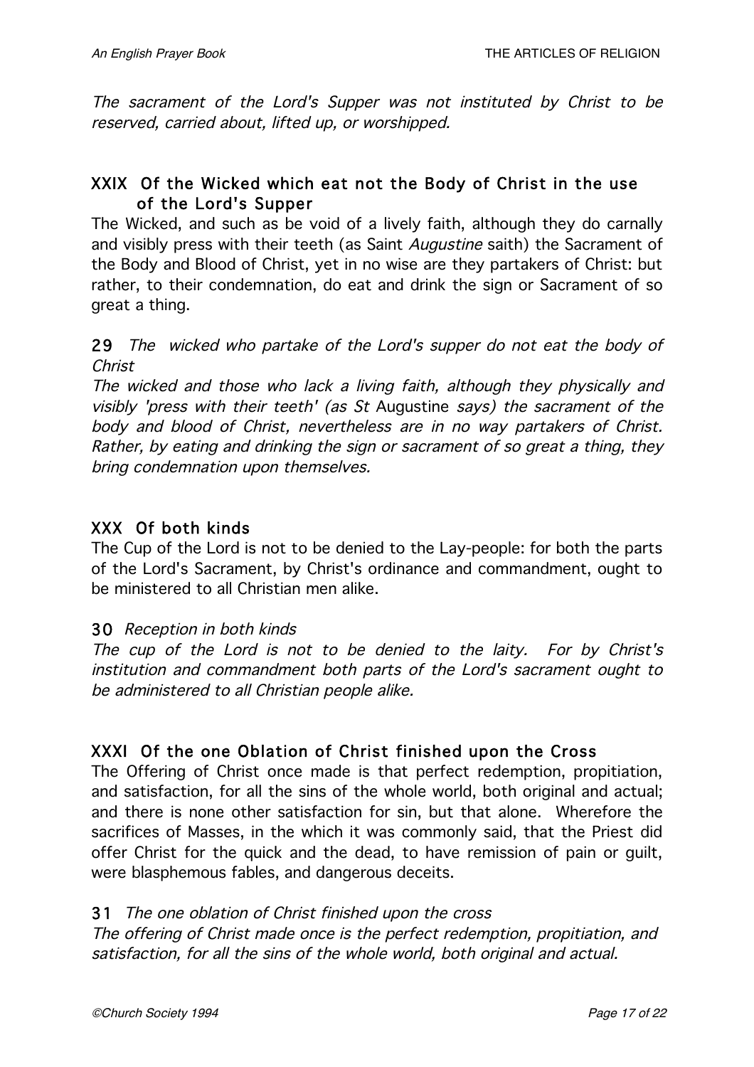*The sacrament of the Lord's Supper was not instituted by Christ to be reserved, carried about, lifted up, or worshipped.*

### XXIX Of the Wicked which eat not the Body of Christ in the use of the Lord's Supper

The Wicked, and such as be void of a lively faith, although they do carnally and visibly press with their teeth (as Saint *Augustine* saith) the Sacrament of the Body and Blood of Christ, yet in no wise are they partakers of Christ: but rather, to their condemnation, do eat and drink the sign or Sacrament of so great a thing.

**29** *The wicked who partake of the Lord's supper do not eat the body of Christ*

*The wicked and those who lack a living faith, although they physically and visibly 'press with their teeth' (as St* Augustine *says) the sacrament of the body and blood of Christ, nevertheless are in no way partakers of Christ. Rather, by eating and drinking the sign or sacrament of so great a thing, they bring condemnation upon themselves.*

### XXX Of both kinds

The Cup of the Lord is not to be denied to the Lay-people: for both the parts of the Lord's Sacrament, by Christ's ordinance and commandment, ought to be ministered to all Christian men alike.

**30** *Reception in both kinds*

*The cup of the Lord is not to be denied to the laity. For by Christ's institution and commandment both parts of the Lord's sacrament ought to be administered to all Christian people alike.*

### XXXI Of the one Oblation of Christ finished upon the Cross

The Offering of Christ once made is that perfect redemption, propitiation, and satisfaction, for all the sins of the whole world, both original and actual; and there is none other satisfaction for sin, but that alone. Wherefore the sacrifices of Masses, in the which it was commonly said, that the Priest did offer Christ for the quick and the dead, to have remission of pain or guilt, were blasphemous fables, and dangerous deceits.

**31** *The one oblation of Christ finished upon the cross*

*The offering of Christ made once is the perfect redemption, propitiation, and satisfaction, for all the sins of the whole world, both original and actual.*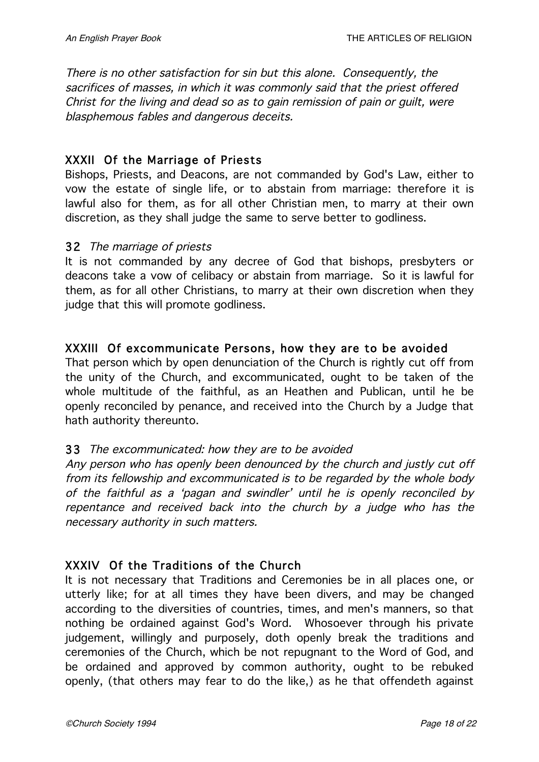*There is no other satisfaction for sin but this alone. Consequently, the sacrifices of masses, in which it was commonly said that the priest offered Christ for the living and dead so as to gain remission of pain or guilt, were blasphemous fables and dangerous deceits.*

### XXXII Of the Marriage of Priests

Bishops, Priests, and Deacons, are not commanded by God's Law, either to vow the estate of single life, or to abstain from marriage: therefore it is lawful also for them, as for all other Christian men, to marry at their own discretion, as they shall judge the same to serve better to godliness.

### 32 *The marriage of priests*

It is not commanded by any decree of God that bishops, presbyters or deacons take a vow of celibacy or abstain from marriage. So it is lawful for them, as for all other Christians, to marry at their own discretion when they judge that this will promote godliness.

### XXXIII Of excommunicate Persons, how they are to be avoided

That person which by open denunciation of the Church is rightly cut off from the unity of the Church, and excommunicated, ought to be taken of the whole multitude of the faithful, as an Heathen and Publican, until he be openly reconciled by penance, and received into the Church by a Judge that hath authority thereunto.

### 33 *The excommunicated: how they are to be avoided*

*Any person who has openly been denounced by the church and justly cut off from its fellowship and excommunicated is to be regarded by the whole body of the faithful as a 'pagan and swindler' until he is openly reconciled by repentance and received back into the church by a judge who has the necessary authority in such matters.*

### XXXIV Of the Traditions of the Church

It is not necessary that Traditions and Ceremonies be in all places one, or utterly like; for at all times they have been divers, and may be changed according to the diversities of countries, times, and men's manners, so that nothing be ordained against God's Word. Whosoever through his private judgement, willingly and purposely, doth openly break the traditions and ceremonies of the Church, which be not repugnant to the Word of God, and be ordained and approved by common authority, ought to be rebuked openly, (that others may fear to do the like,) as he that offendeth against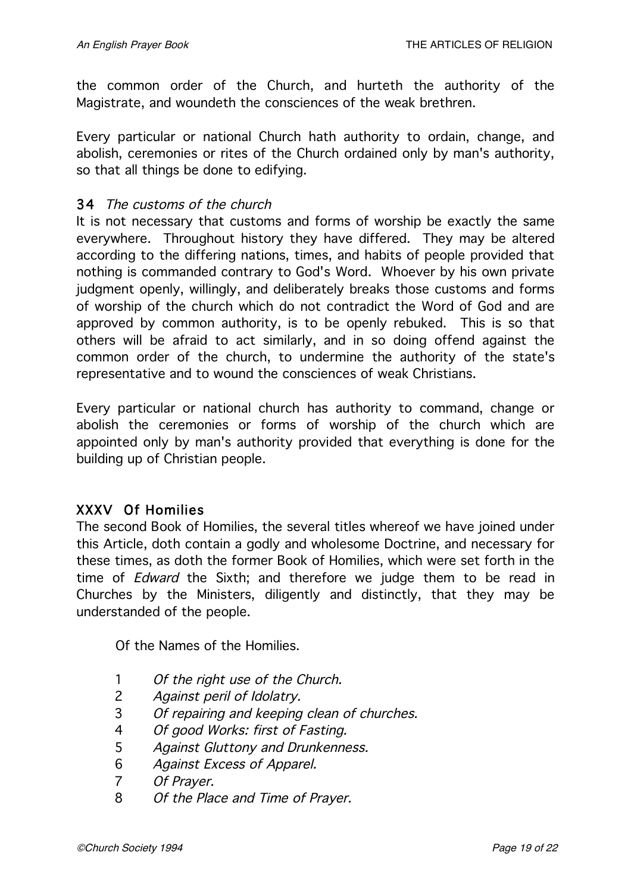the common order of the Church, and hurteth the authority of the Magistrate, and woundeth the consciences of the weak brethren.

Every particular or national Church hath authority to ordain, change, and abolish, ceremonies or rites of the Church ordained only by man's authority, so that all things be done to edifying.

### 34 *The customs of the church*

It is not necessary that customs and forms of worship be exactly the same everywhere. Throughout history they have differed. They may be altered according to the differing nations, times, and habits of people provided that nothing is commanded contrary to God's Word. Whoever by his own private judgment openly, willingly, and deliberately breaks those customs and forms of worship of the church which do not contradict the Word of God and are approved by common authority, is to be openly rebuked. This is so that others will be afraid to act similarly, and in so doing offend against the common order of the church, to undermine the authority of the state's representative and to wound the consciences of weak Christians.

Every particular or national church has authority to command, change or abolish the ceremonies or forms of worship of the church which are appointed only by man's authority provided that everything is done for the building up of Christian people.

## XXXV Of Homilies

The second Book of Homilies, the several titles whereof we have joined under this Article, doth contain a godly and wholesome Doctrine, and necessary for these times, as doth the former Book of Homilies, which were set forth in the time of *Edward* the Sixth; and therefore we judge them to be read in Churches by the Ministers, diligently and distinctly, that they may be understanded of the people.

Of the Names of the Homilies.

1. *Of the right use of the Church.*
2. *Against peril of Idolatry.*
3. *Of repairing and keeping clean of churches.*
4. *Of good Works: first of Fasting.*
5. *Against Gluttony and Drunkenness.*
6. *Against Excess of Apparel.*
7. *Of Prayer.*
8. *Of the Place and Time of Prayer.*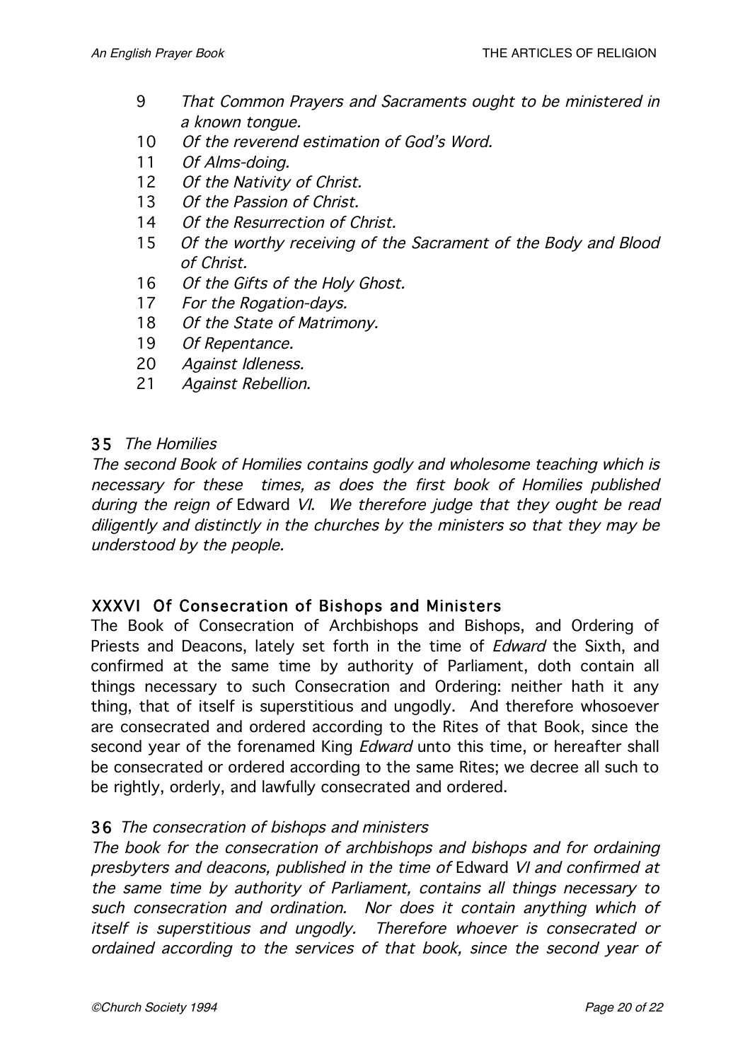9. *That Common Prayers and Sacraments ought to be ministered in a known tongue.*
10. *Of the reverend estimation of God's Word.*
11. *Of Alms-doing.*
12. *Of the Nativity of Christ.*
13. *Of the Passion of Christ.*
14. *Of the Resurrection of Christ.*
15. *Of the worthy receiving of the Sacrament of the Body and Blood of Christ.*
16. *Of the Gifts of the Holy Ghost.*
17. *For the Rogation-days.*
18. *Of the State of Matrimony.*
19. *Of Repentance.*
20. *Against Idleness.*
21. *Against Rebellion.*

**35** *The Homilies*

*The second Book of Homilies contains godly and wholesome teaching which is necessary for these times, as does the first book of Homilies published during the reign of* Edward *VI. We therefore judge that they ought be read diligently and distinctly in the churches by the ministers so that they may be understood by the people.*

## XXXVI Of Consecration of Bishops and Ministers

The Book of Consecration of Archbishops and Bishops, and Ordering of Priests and Deacons, lately set forth in the time of *Edward* the Sixth, and confirmed at the same time by authority of Parliament, doth contain all things necessary to such Consecration and Ordering: neither hath it any thing, that of itself is superstitious and ungodly. And therefore whosoever are consecrated and ordered according to the Rites of that Book, since the second year of the forenamed King *Edward* unto this time, or hereafter shall be consecrated or ordered according to the same Rites; we decree all such to be rightly, orderly, and lawfully consecrated and ordered.

**36** *The consecration of bishops and ministers*

*The book for the consecration of archbishops and bishops and for ordaining presbyters and deacons, published in the time of* Edward *VI and confirmed at the same time by authority of Parliament, contains all things necessary to such consecration and ordination. Nor does it contain anything which of itself is superstitious and ungodly. Therefore whoever is consecrated or ordained according to the services of that book, since the second year of*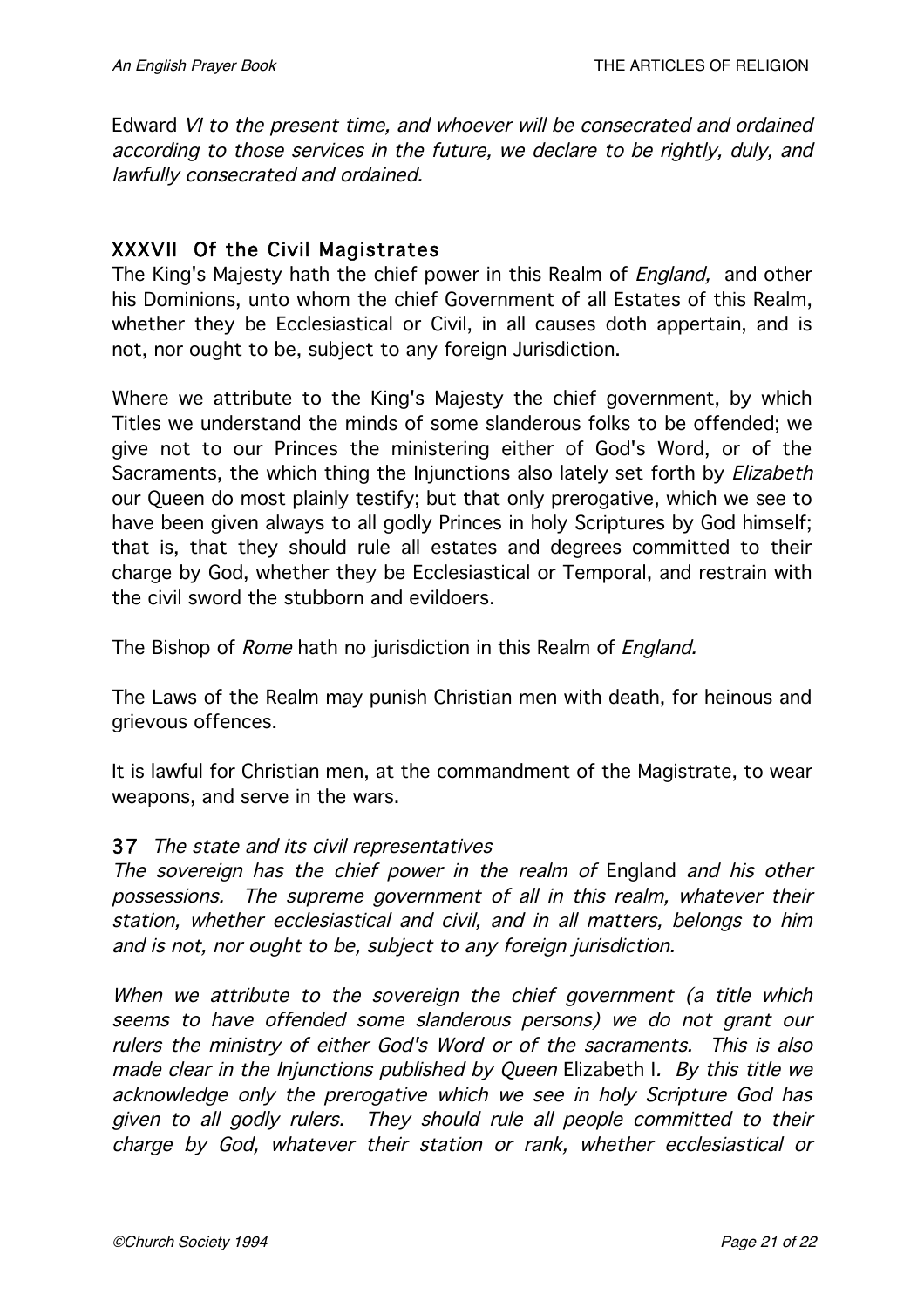Edward *VI to the present time, and whoever will be consecrated and ordained according to those services in the future, we declare to be rightly, duly, and lawfully consecrated and ordained.*

## XXXVII Of the Civil Magistrates

The King's Majesty hath the chief power in this Realm of *England,* and other his Dominions, unto whom the chief Government of all Estates of this Realm, whether they be Ecclesiastical or Civil, in all causes doth appertain, and is not, nor ought to be, subject to any foreign Jurisdiction.

Where we attribute to the King's Majesty the chief government, by which Titles we understand the minds of some slanderous folks to be offended; we give not to our Princes the ministering either of God's Word, or of the Sacraments, the which thing the Injunctions also lately set forth by *Elizabeth* our Queen do most plainly testify; but that only prerogative, which we see to have been given always to all godly Princes in holy Scriptures by God himself; that is, that they should rule all estates and degrees committed to their charge by God, whether they be Ecclesiastical or Temporal, and restrain with the civil sword the stubborn and evildoers.

The Bishop of *Rome* hath no jurisdiction in this Realm of *England.*

The Laws of the Realm may punish Christian men with death, for heinous and grievous offences.

It is lawful for Christian men, at the commandment of the Magistrate, to wear weapons, and serve in the wars.

## 37 *The state and its civil representatives*

*The sovereign has the chief power in the realm of* England *and his other possessions. The supreme government of all in this realm, whatever their station, whether ecclesiastical and civil, and in all matters, belongs to him and is not, nor ought to be, subject to any foreign jurisdiction.*

*When we attribute to the sovereign the chief government (a title which seems to have offended some slanderous persons) we do not grant our rulers the ministry of either God's Word or of the sacraments. This is also made clear in the Injunctions published by Queen* Elizabeth I. *By this title we acknowledge only the prerogative which we see in holy Scripture God has given to all godly rulers. They should rule all people committed to their charge by God, whatever their station or rank, whether ecclesiastical or*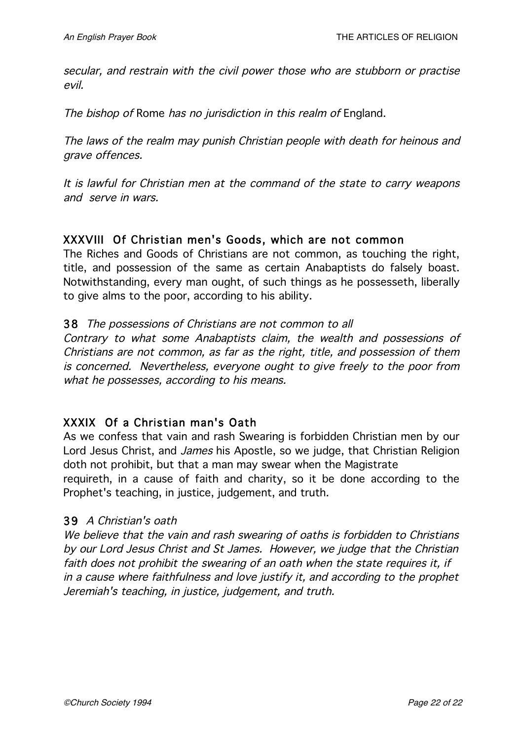*secular, and restrain with the civil power those who are stubborn or practise evil.*

*The bishop of* Rome *has no jurisdiction in this realm of* England.

*The laws of the realm may punish Christian people with death for heinous and grave offences.*

*It is lawful for Christian men at the command of the state to carry weapons and serve in wars.*

## XXXVIII Of Christian men's Goods, which are not common

The Riches and Goods of Christians are not common, as touching the right, title, and possession of the same as certain Anabaptists do falsely boast. Notwithstanding, every man ought, of such things as he possesseth, liberally to give alms to the poor, according to his ability.

**38** *The possessions of Christians are not common to all*

*Contrary to what some Anabaptists claim, the wealth and possessions of Christians are not common, as far as the right, title, and possession of them is concerned. Nevertheless, everyone ought to give freely to the poor from what he possesses, according to his means.*

## XXXIX Of a Christian man's Oath

As we confess that vain and rash Swearing is forbidden Christian men by our Lord Jesus Christ, and *James* his Apostle, so we judge, that Christian Religion doth not prohibit, but that a man may swear when the Magistrate requireth, in a cause of faith and charity, so it be done according to the Prophet's teaching, in justice, judgement, and truth.

**39** *A Christian's oath*

*We believe that the vain and rash swearing of oaths is forbidden to Christians by our Lord Jesus Christ and St James. However, we judge that the Christian faith does not prohibit the swearing of an oath when the state requires it, if in a cause where faithfulness and love justify it, and according to the prophet Jeremiah's teaching, in justice, judgement, and truth.*